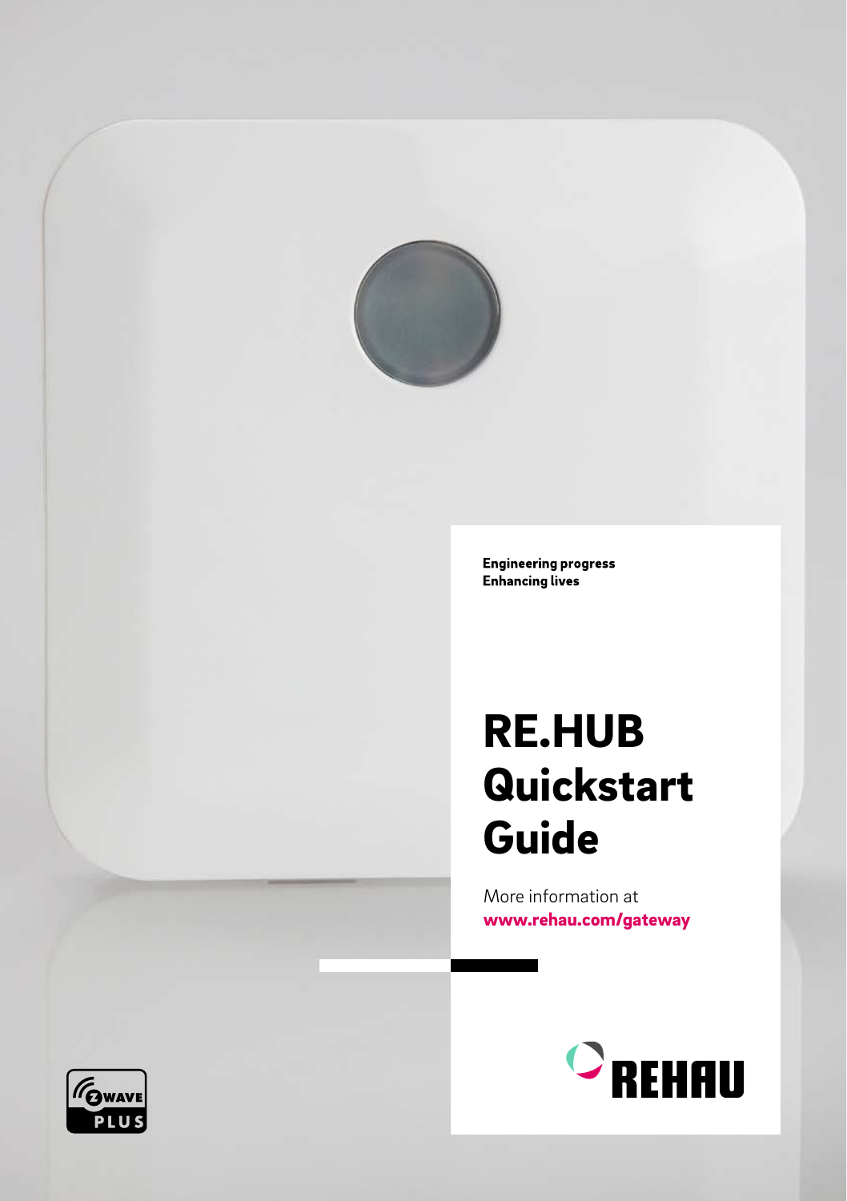**Engineering progress**
**Enhancing lives**

# RE.HUB Quickstart Guide

More information at
**www.rehau.com/gateway**

REHAU

Z-WAVE PLUS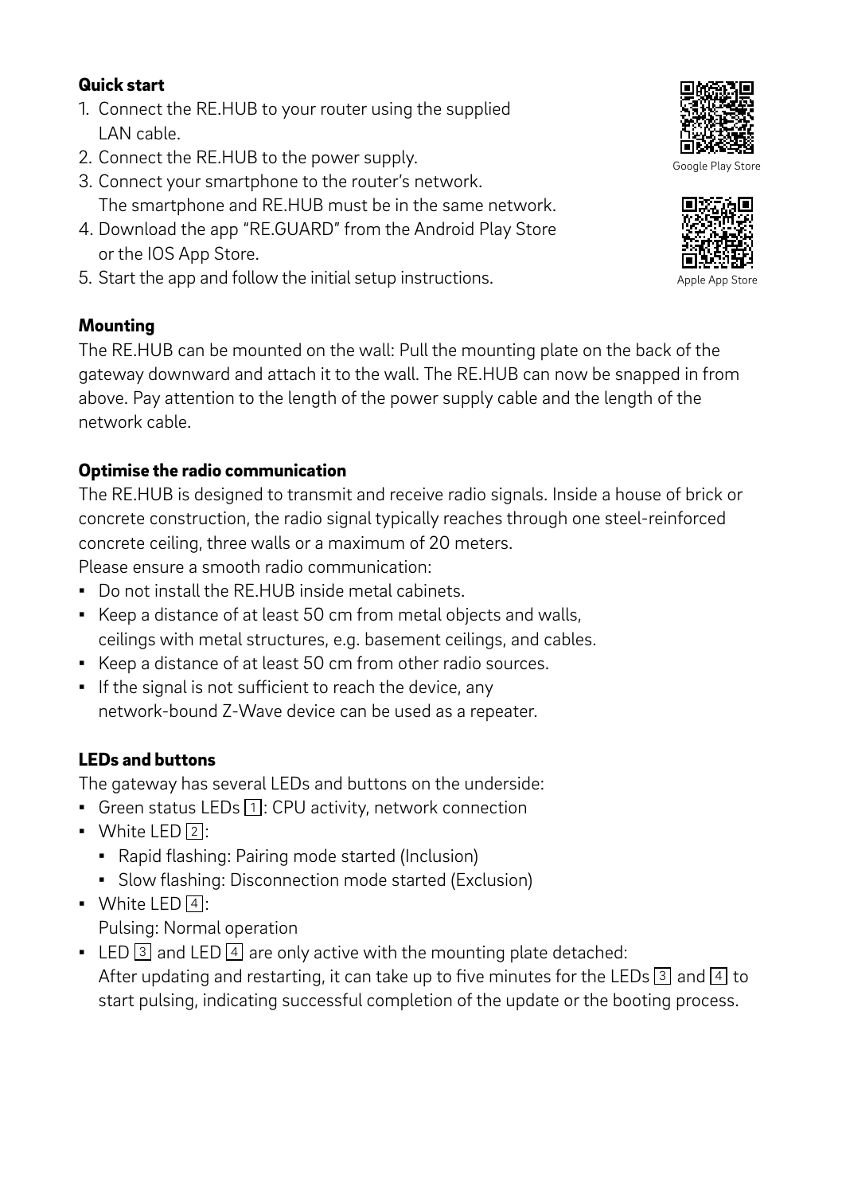## Quick start

1. Connect the RE.HUB to your router using the supplied LAN cable.
2. Connect the RE.HUB to the power supply.
3. Connect your smartphone to the router's network. The smartphone and RE.HUB must be in the same network.
4. Download the app "RE.GUARD" from the Android Play Store or the IOS App Store.
5. Start the app and follow the initial setup instructions.

Google Play Store

Apple App Store

## Mounting

The RE.HUB can be mounted on the wall: Pull the mounting plate on the back of the gateway downward and attach it to the wall. The RE.HUB can now be snapped in from above. Pay attention to the length of the power supply cable and the length of the network cable.

## Optimise the radio communication

The RE.HUB is designed to transmit and receive radio signals. Inside a house of brick or concrete construction, the radio signal typically reaches through one steel-reinforced concrete ceiling, three walls or a maximum of 20 meters.
Please ensure a smooth radio communication:

- Do not install the RE.HUB inside metal cabinets.
- Keep a distance of at least 50 cm from metal objects and walls, ceilings with metal structures, e.g. basement ceilings, and cables.
- Keep a distance of at least 50 cm from other radio sources.
- If the signal is not sufficient to reach the device, any network-bound Z-Wave device can be used as a repeater.

## LEDs and buttons

The gateway has several LEDs and buttons on the underside:

- Green status LEDs [1]: CPU activity, network connection
- White LED [2]:
  - Rapid flashing: Pairing mode started (Inclusion)
  - Slow flashing: Disconnection mode started (Exclusion)
- White LED [4]:
  Pulsing: Normal operation
- LED [3] and LED [4] are only active with the mounting plate detached:
  After updating and restarting, it can take up to five minutes for the LEDs [3] and [4] to start pulsing, indicating successful completion of the update or the booting process.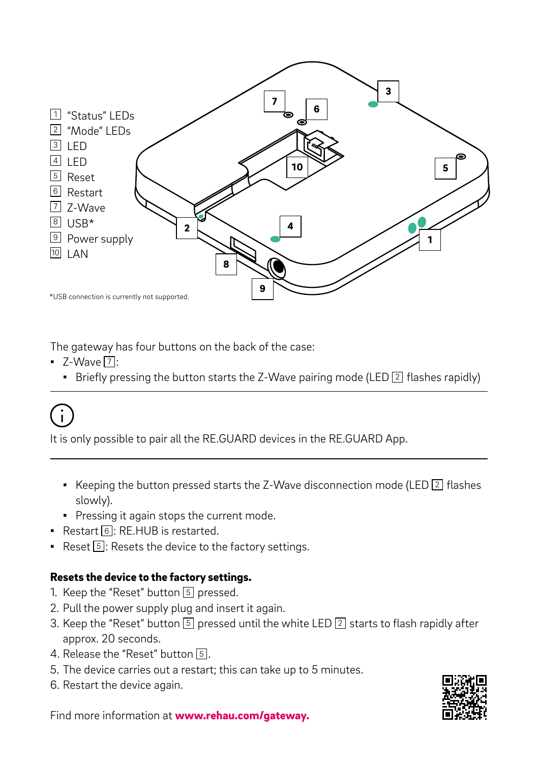1 "Status" LEDs
2 "Mode" LEDs
3 LED
4 LED
5 Reset
6 Restart
7 Z-Wave
8 USB*
9 Power supply
10 LAN

*USB connection is currently not supported.

The gateway has four buttons on the back of the case:

- Z-Wave 7:
  - Briefly pressing the button starts the Z-Wave pairing mode (LED 2 flashes rapidly)

---

ⓘ

It is only possible to pair all the RE.GUARD devices in the RE.GUARD App.

---

  - Keeping the button pressed starts the Z-Wave disconnection mode (LED 2 flashes slowly).
  - Pressing it again stops the current mode.
- Restart 6: RE.HUB is restarted.
- Reset 5: Resets the device to the factory settings.

**Resets the device to the factory settings.**

1. Keep the "Reset" button 5 pressed.
2. Pull the power supply plug and insert it again.
3. Keep the "Reset" button 5 pressed until the white LED 2 starts to flash rapidly after approx. 20 seconds.
4. Release the "Reset" button 5.
5. The device carries out a restart; this can take up to 5 minutes.
6. Restart the device again.

Find more information at **www.rehau.com/gateway.**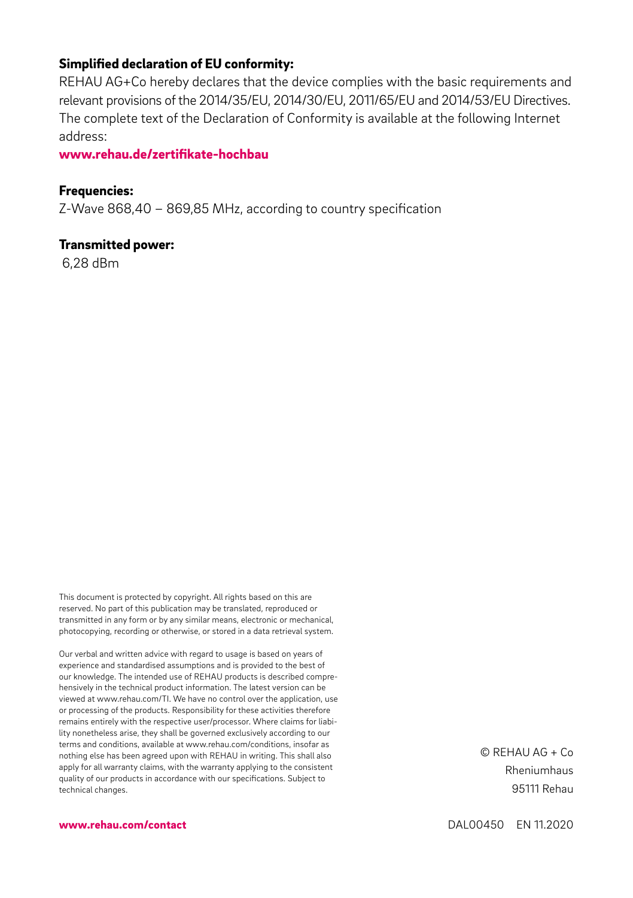**Simplified declaration of EU conformity:**

REHAU AG+Co hereby declares that the device complies with the basic requirements and relevant provisions of the 2014/35/EU, 2014/30/EU, 2011/65/EU and 2014/53/EU Directives. The complete text of the Declaration of Conformity is available at the following Internet address:

**www.rehau.de/zertifikate-hochbau**

**Frequencies:**

Z-Wave 868,40 – 869,85 MHz, according to country specification

**Transmitted power:**

6,28 dBm

This document is protected by copyright. All rights based on this are reserved. No part of this publication may be translated, reproduced or transmitted in any form or by any similar means, electronic or mechanical, photocopying, recording or otherwise, or stored in a data retrieval system.

Our verbal and written advice with regard to usage is based on years of experience and standardised assumptions and is provided to the best of our knowledge. The intended use of REHAU products is described comprehensively in the technical product information. The latest version can be viewed at www.rehau.com/TI. We have no control over the application, use or processing of the products. Responsibility for these activities therefore remains entirely with the respective user/processor. Where claims for liability nonetheless arise, they shall be governed exclusively according to our terms and conditions, available at www.rehau.com/conditions, insofar as nothing else has been agreed upon with REHAU in writing. This shall also apply for all warranty claims, with the warranty applying to the consistent quality of our products in accordance with our specifications. Subject to technical changes.

© REHAU AG + Co
Rheniumhaus
95111 Rehau

**www.rehau.com/contact**

DAL00450 EN 11.2020